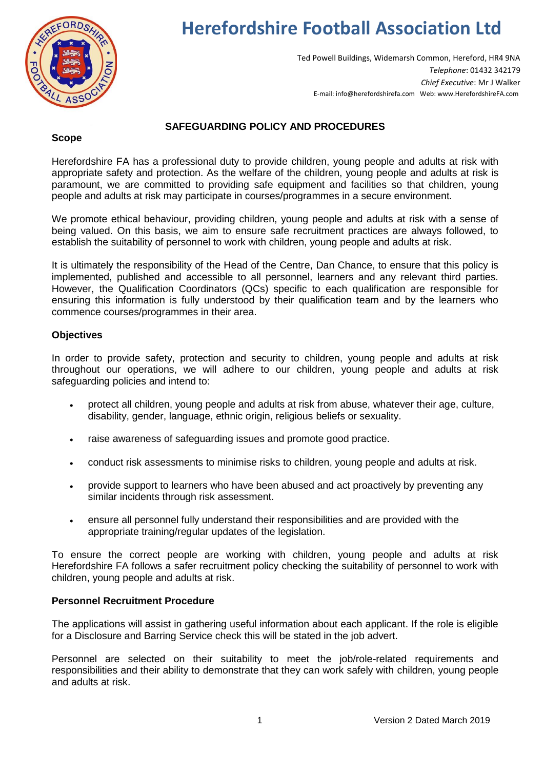# Herefordshire Football Association Ltd

Ted Powell Buildings, Widemarsh Common, Hereford, HR4 9NA
*Telephone*: 01432 342179
*Chief Executive*: Mr J Walker
E-mail: info@herefordshirefa.com Web: www.HerefordshireFA.com

## SAFEGUARDING POLICY AND PROCEDURES

### Scope

Herefordshire FA has a professional duty to provide children, young people and adults at risk with appropriate safety and protection. As the welfare of the children, young people and adults at risk is paramount, we are committed to providing safe equipment and facilities so that children, young people and adults at risk may participate in courses/programmes in a secure environment.

We promote ethical behaviour, providing children, young people and adults at risk with a sense of being valued. On this basis, we aim to ensure safe recruitment practices are always followed, to establish the suitability of personnel to work with children, young people and adults at risk.

It is ultimately the responsibility of the Head of the Centre, Dan Chance, to ensure that this policy is implemented, published and accessible to all personnel, learners and any relevant third parties. However, the Qualification Coordinators (QCs) specific to each qualification are responsible for ensuring this information is fully understood by their qualification team and by the learners who commence courses/programmes in their area.

### Objectives

In order to provide safety, protection and security to children, young people and adults at risk throughout our operations, we will adhere to our children, young people and adults at risk safeguarding policies and intend to:

- protect all children, young people and adults at risk from abuse, whatever their age, culture, disability, gender, language, ethnic origin, religious beliefs or sexuality.
- raise awareness of safeguarding issues and promote good practice.
- conduct risk assessments to minimise risks to children, young people and adults at risk.
- provide support to learners who have been abused and act proactively by preventing any similar incidents through risk assessment.
- ensure all personnel fully understand their responsibilities and are provided with the appropriate training/regular updates of the legislation.

To ensure the correct people are working with children, young people and adults at risk Herefordshire FA follows a safer recruitment policy checking the suitability of personnel to work with children, young people and adults at risk.

### Personnel Recruitment Procedure

The applications will assist in gathering useful information about each applicant. If the role is eligible for a Disclosure and Barring Service check this will be stated in the job advert.

Personnel are selected on their suitability to meet the job/role-related requirements and responsibilities and their ability to demonstrate that they can work safely with children, young people and adults at risk.

Version 2 Dated March 2019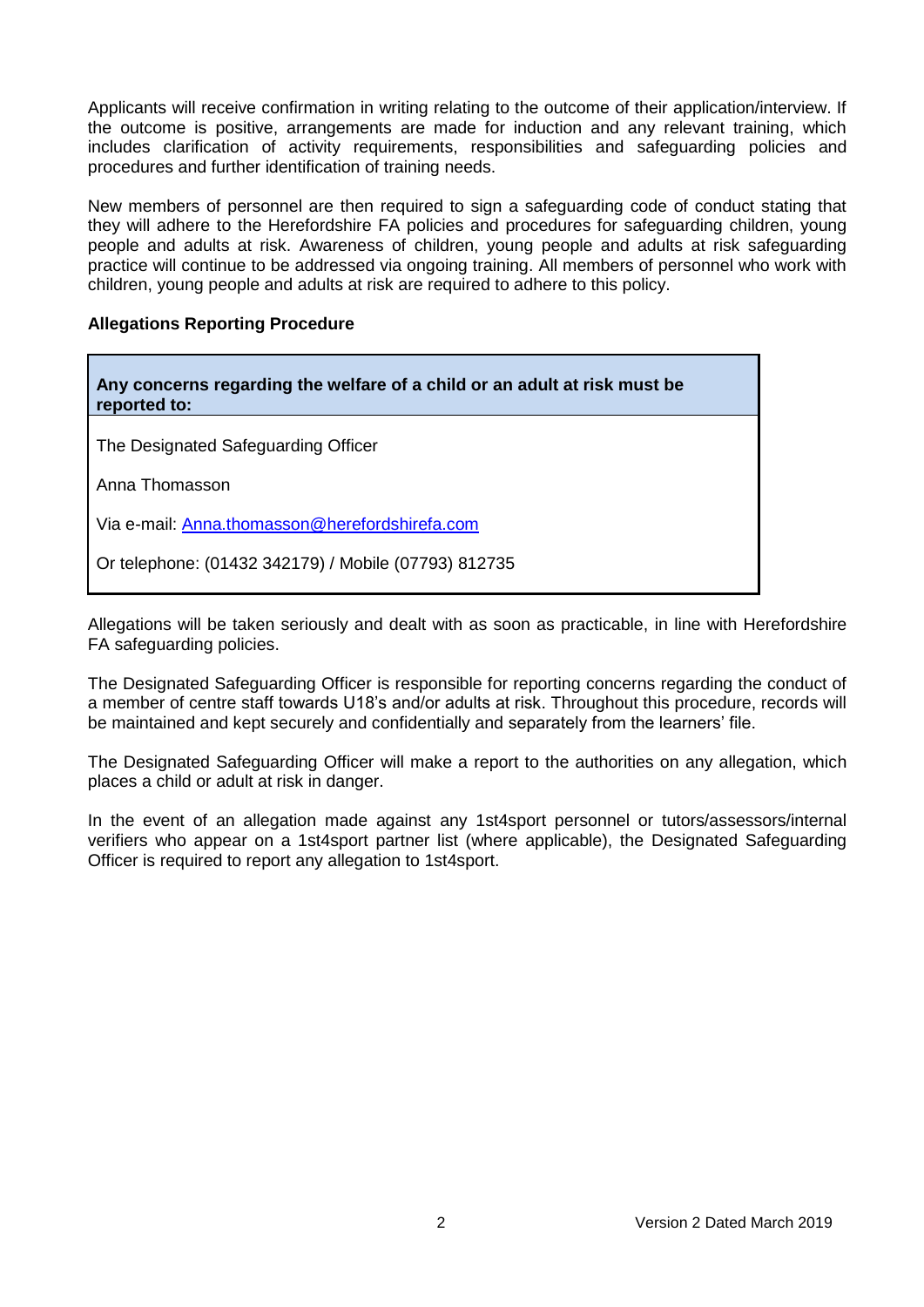Applicants will receive confirmation in writing relating to the outcome of their application/interview. If the outcome is positive, arrangements are made for induction and any relevant training, which includes clarification of activity requirements, responsibilities and safeguarding policies and procedures and further identification of training needs.

New members of personnel are then required to sign a safeguarding code of conduct stating that they will adhere to the Herefordshire FA policies and procedures for safeguarding children, young people and adults at risk. Awareness of children, young people and adults at risk safeguarding practice will continue to be addressed via ongoing training. All members of personnel who work with children, young people and adults at risk are required to adhere to this policy.

**Allegations Reporting Procedure**

| **Any concerns regarding the welfare of a child or an adult at risk must be reported to:** |
| --- |
| The Designated Safeguarding Officer<br><br>Anna Thomasson<br><br>Via e-mail: Anna.thomasson@herefordshirefa.com<br><br>Or telephone: (01432 342179) / Mobile (07793) 812735 |

Allegations will be taken seriously and dealt with as soon as practicable, in line with Herefordshire FA safeguarding policies.

The Designated Safeguarding Officer is responsible for reporting concerns regarding the conduct of a member of centre staff towards U18's and/or adults at risk. Throughout this procedure, records will be maintained and kept securely and confidentially and separately from the learners' file.

The Designated Safeguarding Officer will make a report to the authorities on any allegation, which places a child or adult at risk in danger.

In the event of an allegation made against any 1st4sport personnel or tutors/assessors/internal verifiers who appear on a 1st4sport partner list (where applicable), the Designated Safeguarding Officer is required to report any allegation to 1st4sport.

Version 2 Dated March 2019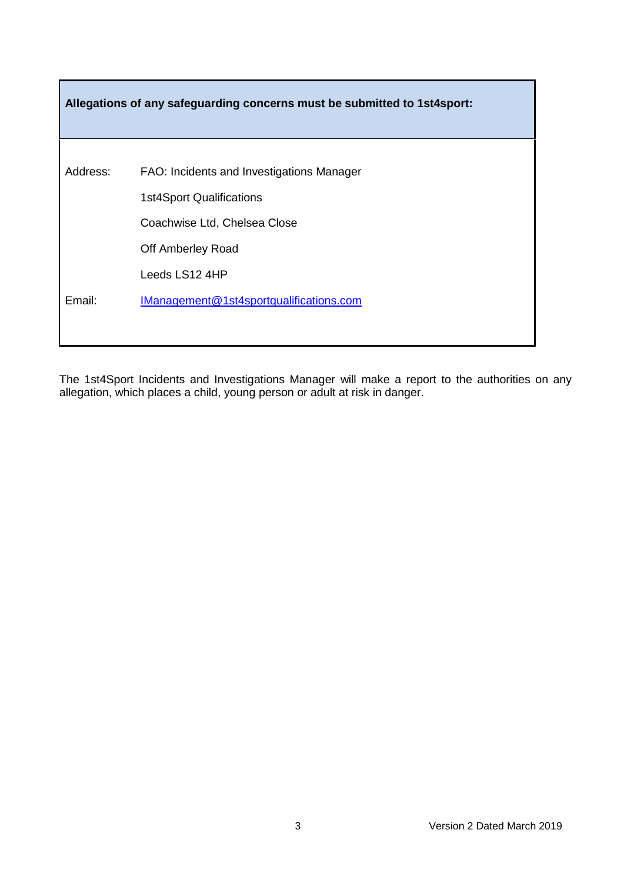| **Allegations of any safeguarding concerns must be submitted to 1st4sport:** | |
|---|---|
| Address: | FAO: Incidents and Investigations Manager |
| | 1st4Sport Qualifications |
| | Coachwise Ltd, Chelsea Close |
| | Off Amberley Road |
| | Leeds LS12 4HP |
| Email: | IManagement@1st4sportqualifications.com |

The 1st4Sport Incidents and Investigations Manager will make a report to the authorities on any allegation, which places a child, young person or adult at risk in danger.